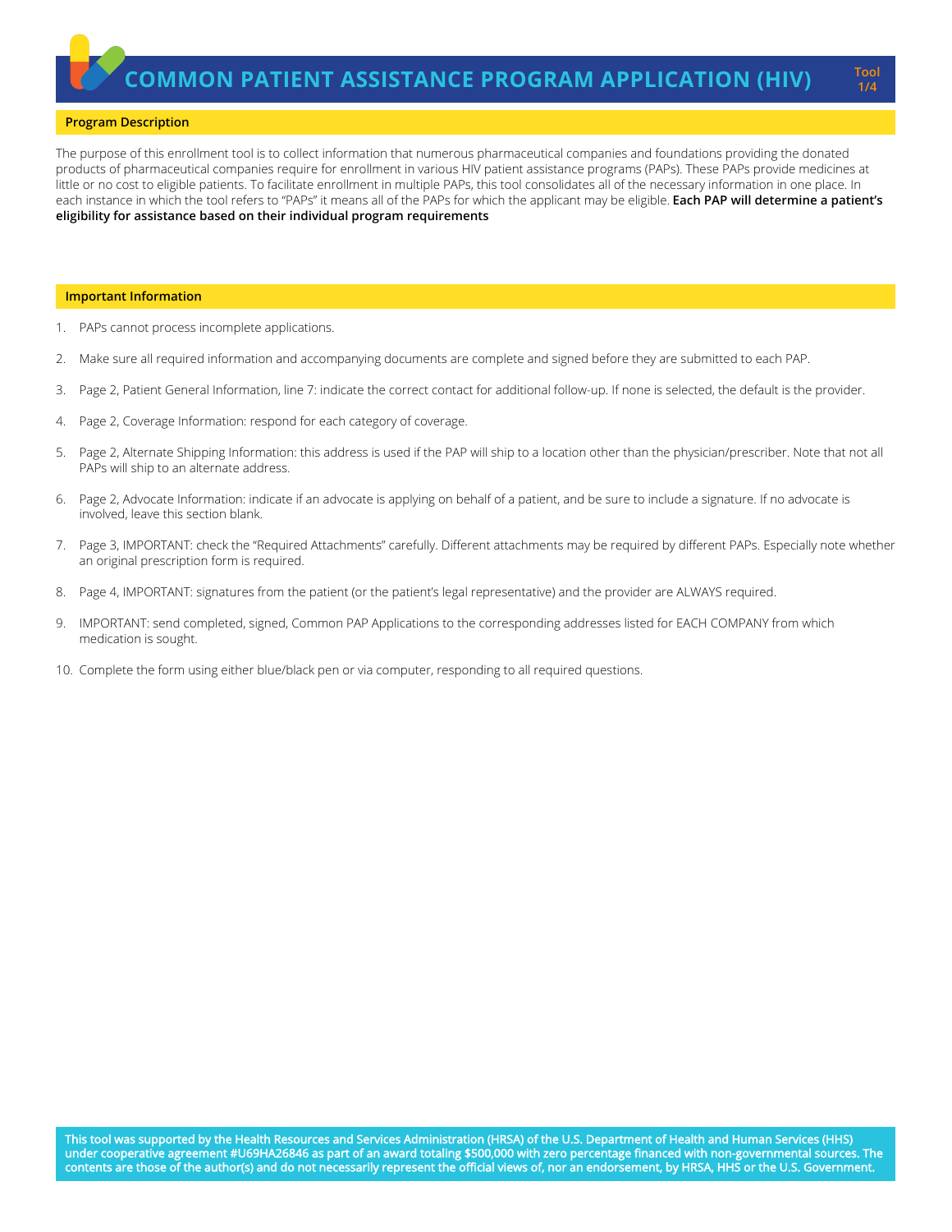# COMMON PATIENT ASSISTANCE PROGRAM APPLICATION (HIV)

## Program Description

The purpose of this enrollment tool is to collect information that numerous pharmaceutical companies and foundations providing the donated products of pharmaceutical companies require for enrollment in various HIV patient assistance programs (PAPs). These PAPs provide medicines at little or no cost to eligible patients. To facilitate enrollment in multiple PAPs, this tool consolidates all of the necessary information in one place. In each instance in which the tool refers to "PAPs" it means all of the PAPs for which the applicant may be eligible. **Each PAP will determine a patient's eligibility for assistance based on their individual program requirements**

## Important Information

1. PAPs cannot process incomplete applications.
2. Make sure all required information and accompanying documents are complete and signed before they are submitted to each PAP.
3. Page 2, Patient General Information, line 7: indicate the correct contact for additional follow-up. If none is selected, the default is the provider.
4. Page 2, Coverage Information: respond for each category of coverage.
5. Page 2, Alternate Shipping Information: this address is used if the PAP will ship to a location other than the physician/prescriber. Note that not all PAPs will ship to an alternate address.
6. Page 2, Advocate Information: indicate if an advocate is applying on behalf of a patient, and be sure to include a signature. If no advocate is involved, leave this section blank.
7. Page 3, IMPORTANT: check the "Required Attachments" carefully. Different attachments may be required by different PAPs. Especially note whether an original prescription form is required.
8. Page 4, IMPORTANT: signatures from the patient (or the patient's legal representative) and the provider are ALWAYS required.
9. IMPORTANT: send completed, signed, Common PAP Applications to the corresponding addresses listed for EACH COMPANY from which medication is sought.
10. Complete the form using either blue/black pen or via computer, responding to all required questions.

**This tool was supported by the Health Resources and Services Administration (HRSA) of the U.S. Department of Health and Human Services (HHS) under cooperative agreement #U69HA26846 as part of an award totaling $500,000 with zero percentage financed with non-governmental sources. The contents are those of the author(s) and do not necessarily represent the official views of, nor an endorsement, by HRSA, HHS or the U.S. Government.**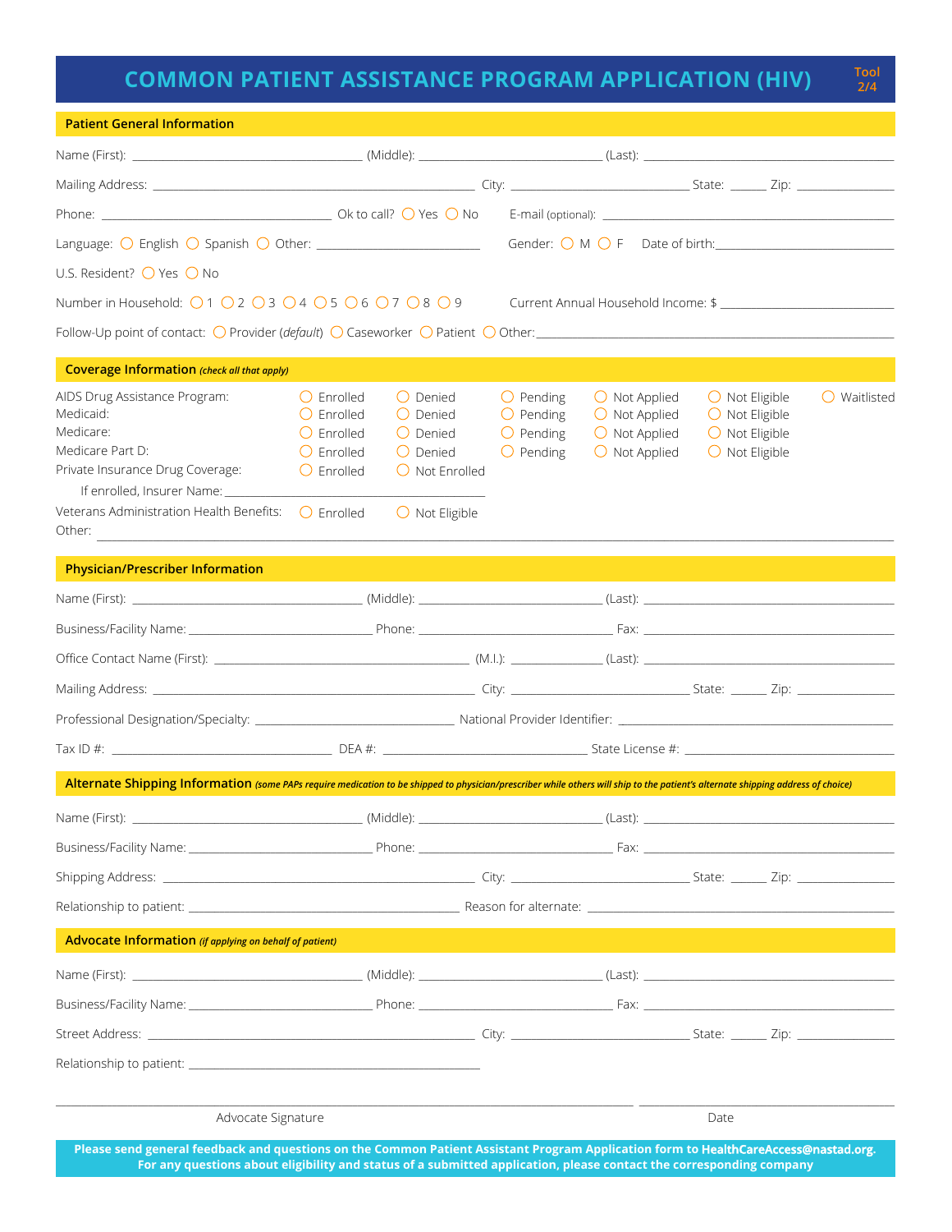# COMMON PATIENT ASSISTANCE PROGRAM APPLICATION (HIV)

Tool 2/4

## Patient General Information

Name (First): ______________________ (Middle): ______________________ (Last): ______________________

Mailing Address: ______________________ City: ______________________ State: ______ Zip: ______________

Phone: ______________________ Ok to call? ◯ Yes ◯ No E-mail (optional): ______________________

Language: ◯ English ◯ Spanish ◯ Other: ______________________ Gender: ◯ M ◯ F Date of birth: ______________________

U.S. Resident? ◯ Yes ◯ No

Number in Household: ◯ 1 ◯ 2 ◯ 3 ◯ 4 ◯ 5 ◯ 6 ◯ 7 ◯ 8 ◯ 9 Current Annual Household Income: $ ______________________

Follow-Up point of contact: ◯ Provider (*default*) ◯ Caseworker ◯ Patient ◯ Other: ______________________

## Coverage Information *(check all that apply)*

| | | | | | | |
|---|---|---|---|---|---|---|
| AIDS Drug Assistance Program: | ◯ Enrolled | ◯ Denied | ◯ Pending | ◯ Not Applied | ◯ Not Eligible | ◯ Waitlisted |
| Medicaid: | ◯ Enrolled | ◯ Denied | ◯ Pending | ◯ Not Applied | ◯ Not Eligible | |
| Medicare: | ◯ Enrolled | ◯ Denied | ◯ Pending | ◯ Not Applied | ◯ Not Eligible | |
| Medicare Part D: | ◯ Enrolled | ◯ Denied | ◯ Pending | ◯ Not Applied | ◯ Not Eligible | |
| Private Insurance Drug Coverage: | ◯ Enrolled | ◯ Not Enrolled | | | | |

If enrolled, Insurer Name: ______________________

Veterans Administration Health Benefits: ◯ Enrolled ◯ Not Eligible

Other: ______________________

## Physician/Prescriber Information

Name (First): ______________________ (Middle): ______________________ (Last): ______________________

Business/Facility Name: ______________________ Phone: ______________________ Fax: ______________________

Office Contact Name (First): ______________________ (M.I.): ______________ (Last): ______________________

Mailing Address: ______________________ City: ______________________ State: ______ Zip: ______________

Professional Designation/Specialty: ______________________ National Provider Identifier: ______________________

Tax ID #: ______________________ DEA #: ______________________ State License #: ______________________

## Alternate Shipping Information *(some PAPs require medication to be shipped to physician/prescriber while others will ship to the patient's alternate shipping address of choice)*

Name (First): ______________________ (Middle): ______________________ (Last): ______________________

Business/Facility Name: ______________________ Phone: ______________________ Fax: ______________________

Shipping Address: ______________________ City: ______________________ State: ______ Zip: ______________

Relationship to patient: ______________________ Reason for alternate: ______________________

## Advocate Information *(if applying on behalf of patient)*

Name (First): ______________________ (Middle): ______________________ (Last): ______________________

Business/Facility Name: ______________________ Phone: ______________________ Fax: ______________________

Street Address: ______________________ City: ______________________ State: ______ Zip: ______________

Relationship to patient: ______________________

______________________________________________ ______________________

Advocate Signature Date

**Please send general feedback and questions on the Common Patient Assistant Program Application form to HealthCareAccess@nastad.org. For any questions about eligibility and status of a submitted application, please contact the corresponding company**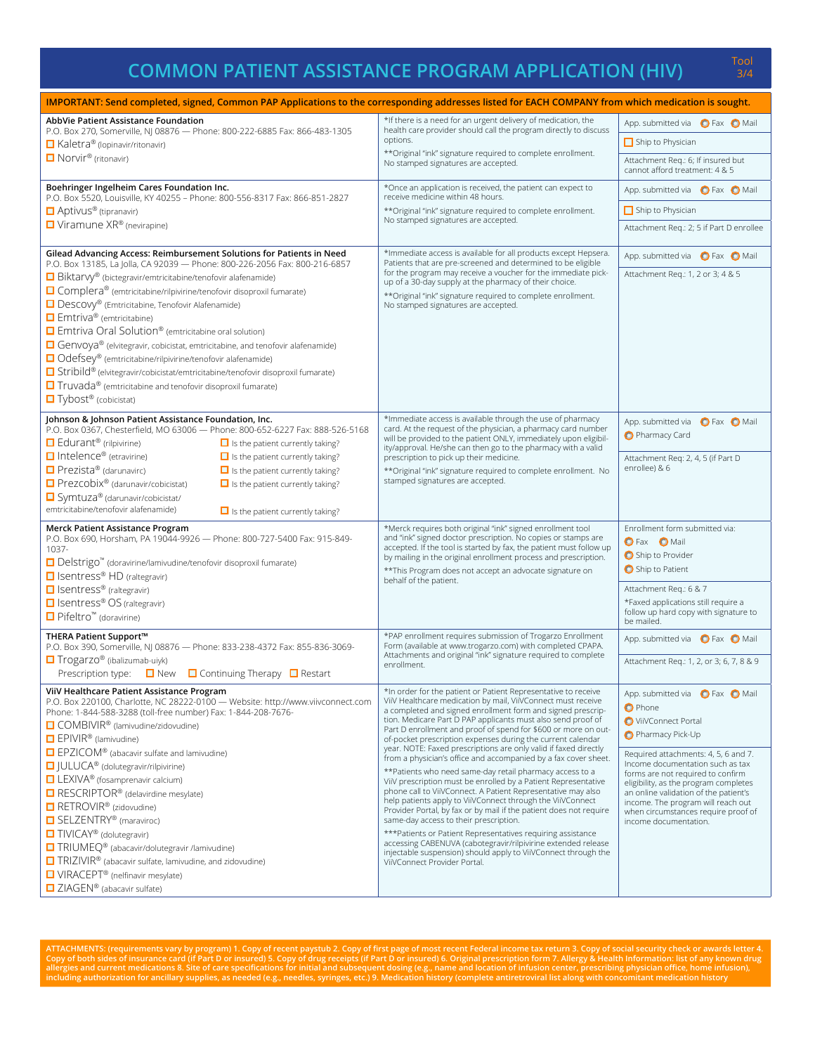# COMMON PATIENT ASSISTANCE PROGRAM APPLICATION (HIV)

**IMPORTANT: Send completed, signed, Common PAP Applications to the corresponding addresses listed for EACH COMPANY from which medication is sought.**

| Company / Medications | Notes | Submission / Attachments |
|---|---|---|
| **AbbVie Patient Assistance Foundation**<br>P.O. Box 270, Somerville, NJ 08876 — Phone: 800-222-6885 Fax: 866-483-1305<br>☐ Kaletra® (lopinavir/ritonavir)<br>☐ Norvir® (ritonavir) | *If there is a need for an urgent delivery of medication, the health care provider should call the program directly to discuss options.<br>**Original "ink" signature required to complete enrollment. No stamped signatures are accepted. | App. submitted via ○ Fax ○ Mail<br>☐ Ship to Physician<br>Attachment Req.: 6; If insured but cannot afford treatment: 4 & 5 |
| **Boehringer Ingelheim Cares Foundation Inc.**<br>P.O. Box 5520, Louisville, KY 40255 – Phone: 800-556-8317 Fax: 866-851-2827<br>☐ Aptivus® (tipranavir)<br>☐ Viramune XR® (nevirapine) | *Once an application is received, the patient can expect to receive medicine within 48 hours.<br>**Original "ink" signature required to complete enrollment. No stamped signatures are accepted. | App. submitted via ○ Fax ○ Mail<br>☐ Ship to Physician<br>Attachment Req.: 2; 5 if Part D enrollee |
| **Gilead Advancing Access: Reimbursement Solutions for Patients in Need**<br>P.O. Box 13185, La Jolla, CA 92039 — Phone: 800-226-2056 Fax: 800-216-6857<br>☐ Biktarvy® (bictegravir/emtricitabine/tenofovir alafenamide)<br>☐ Complera® (emtricitabine/rilpivirine/tenofovir disoproxil fumarate)<br>☐ Descovy® (Emtricitabine, Tenofovir Alafenamide)<br>☐ Emtriva® (emtricitabine)<br>☐ Emtriva Oral Solution® (emtricitabine oral solution)<br>☐ Genvoya® (elvitegravir, cobicistat, emtricitabine, and tenofovir alafenamide)<br>☐ Odefsey® (emtricitabine/rilpivirine/tenofovir alafenamide)<br>☐ Stribild® (elvitegravir/cobicistat/emtricitabine/tenofovir disoproxil fumarate)<br>☐ Truvada® (emtricitabine and tenofovir disoproxil fumarate)<br>☐ Tybost® (cobicistat) | *Immediate access is available for all products except Hepsera. Patients that are pre-screened and determined to be eligible for the program may receive a voucher for the immediate pick-up of a 30-day supply at the pharmacy of their choice.<br>**Original "ink" signature required to complete enrollment. No stamped signatures are accepted. | App. submitted via ○ Fax ○ Mail<br>Attachment Req.: 1, 2 or 3; 4 & 5 |
| **Johnson & Johnson Patient Assistance Foundation, Inc.**<br>P.O. Box 0367, Chesterfield, MO 63006 — Phone: 800-652-6227 Fax: 888-526-5168<br>☐ Edurant® (rilpivirine) — ☐ Is the patient currently taking?<br>☐ Intelence® (etravirine) — ☐ Is the patient currently taking?<br>☐ Prezista® (darunavirc) — ☐ Is the patient currently taking?<br>☐ Prezcobix® (darunavir/cobicistat) — ☐ Is the patient currently taking?<br>☐ Symtuza® (darunavir/cobicistat/emtricitabine/tenofovir alafenamide) — ☐ Is the patient currently taking? | *Immediate access is available through the use of pharmacy card. At the request of the physician, a pharmacy card number will be provided to the patient ONLY, immediately upon eligibility/approval. He/she can then go to the pharmacy with a valid prescription to pick up their medicine.<br>**Original "ink" signature required to complete enrollment. No stamped signatures are accepted. | App. submitted via ○ Fax ○ Mail<br>○ Pharmacy Card<br>Attachment Req.: 2, 4, 5 (if Part D enrollee) & 6 |
| **Merck Patient Assistance Program**<br>P.O. Box 690, Horsham, PA 19044-9926 — Phone: 800-727-5400 Fax: 915-849-1037-<br>☐ Delstrigo™ (doravirine/lamivudine/tenofovir disoproxil fumarate)<br>☐ Isentress® HD (raltegravir)<br>☐ Isentress® (raltegravir)<br>☐ Isentress® OS (raltegravir)<br>☐ Pifeltro™ (doravirine) | *Merck requires both original "ink" signed enrollment tool and "ink" signed doctor prescription. No copies or stamps are accepted. If the tool is started by fax, the patient must follow up by mailing in the original enrollment process and prescription.<br>**This Program does not accept an advocate signature on behalf of the patient. | Enrollment form submitted via:<br>○ Fax ○ Mail<br>○ Ship to Provider<br>○ Ship to Patient<br>Attachment Req.: 6 & 7<br>*Faxed applications still require a follow up hard copy with signature to be mailed. |
| **THERA Patient Support™**<br>P.O. Box 390, Somerville, NJ 08876 — Phone: 833-238-4372 Fax: 855-836-3069-<br>☐ Trogarzo® (ibalizumab-uiyk)<br>Prescription type: ☐ New ☐ Continuing Therapy ☐ Restart | *PAP enrollment requires submission of Trogarzo Enrollment Form (available at www.trogarzo.com) with completed CPAPA. Attachments and original "ink" signature required to complete enrollment. | App. submitted via ○ Fax ○ Mail<br>Attachment Req.: 1, 2, or 3; 6, 7, 8 & 9 |
| **ViiV Healthcare Patient Assistance Program**<br>P.O. Box 220100, Charlotte, NC 28222-0100 — Website: http://www.viivconnect.com<br>Phone: 1-844-588-3288 (toll-free number) Fax: 1-844-208-7676-<br>☐ COMBIVIR® (lamivudine/zidovudine)<br>☐ EPIVIR® (lamivudine)<br>☐ EPZICOM® (abacavir sulfate and lamivudine)<br>☐ JULUCA® (dolutegravir/rilpivirine)<br>☐ LEXIVA® (fosamprenavir calcium)<br>☐ RESCRIPTOR® (delavirdine mesylate)<br>☐ RETROVIR® (zidovudine)<br>☐ SELZENTRY® (maraviroc)<br>☐ TIVICAY® (dolutegravir)<br>☐ TRIUMEQ® (abacavir/dolutegravir /lamivudine)<br>☐ TRIZIVIR® (abacavir sulfate, lamivudine, and zidovudine)<br>☐ VIRACEPT® (nelfinavir mesylate)<br>☐ ZIAGEN® (abacavir sulfate) | *In order for the patient or Patient Representative to receive ViiV Healthcare medication by mail, ViiVConnect must receive a completed and signed enrollment form and signed prescription. Medicare Part D PAP applicants must also send proof of Part D enrollment and proof of spend for $600 or more on out-of-pocket prescription expenses during the current calendar year. NOTE: Faxed prescriptions are only valid if faxed directly from a physician's office and accompanied by a fax cover sheet.<br>**Patients who need same-day retail pharmacy access to a ViiV prescription must be enrolled by a Patient Representative phone call to ViiVConnect. A Patient Representative may also help patients apply to ViiVConnect through the ViiVConnect Provider Portal, by fax or by mail if the patient does not require same-day access to their prescription.<br>***Patients or Patient Representatives requiring assistance accessing CABENUVA (cabotegravir/rilpivirine extended release injectable suspension) should apply to ViiVConnect through the ViiVConnect Provider Portal. | App. submitted via ○ Fax ○ Mail<br>○ Phone<br>○ ViiVConnect Portal<br>○ Pharmacy Pick-Up<br>Required attachments: 4, 5, 6 and 7. Income documentation such as tax forms are not required to confirm eligibility, as the program completes an online validation of the patient's income. The program will reach out when circumstances require proof of income documentation. |

**ATTACHMENTS: (requirements vary by program) 1. Copy of recent paystub 2. Copy of first page of most recent Federal income tax return 3. Copy of social security check or awards letter 4. Copy of both sides of insurance card (if Part D or insured) 5. Copy of drug receipts (if Part D or insured) 6. Original prescription form 7. Allergy & Health Information: list of any known drug allergies and current medications 8. Site of care specifications for initial and subsequent dosing (e.g., name and location of infusion center, prescribing physician office, home infusion), including authorization for ancillary supplies, as needed (e.g., needles, syringes, etc.) 9. Medication history (complete antiretroviral list along with concomitant medication history**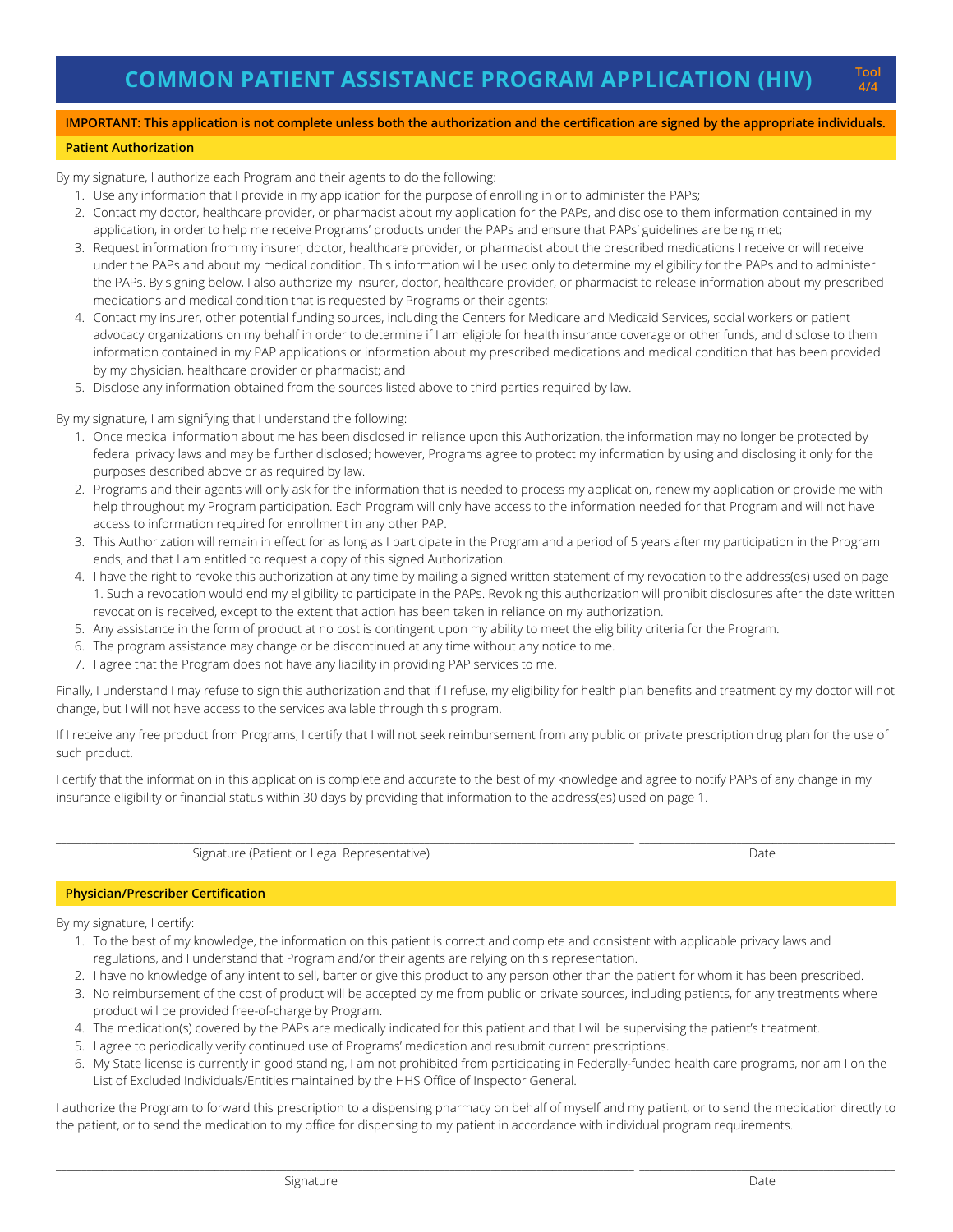# COMMON PATIENT ASSISTANCE PROGRAM APPLICATION (HIV)

Tool 4/4

**IMPORTANT: This application is not complete unless both the authorization and the certification are signed by the appropriate individuals.**

## Patient Authorization

By my signature, I authorize each Program and their agents to do the following:

1. Use any information that I provide in my application for the purpose of enrolling in or to administer the PAPs;
2. Contact my doctor, healthcare provider, or pharmacist about my application for the PAPs, and disclose to them information contained in my application, in order to help me receive Programs' products under the PAPs and ensure that PAPs' guidelines are being met;
3. Request information from my insurer, doctor, healthcare provider, or pharmacist about the prescribed medications I receive or will receive under the PAPs and about my medical condition. This information will be used only to determine my eligibility for the PAPs and to administer the PAPs. By signing below, I also authorize my insurer, doctor, healthcare provider, or pharmacist to release information about my prescribed medications and medical condition that is requested by Programs or their agents;
4. Contact my insurer, other potential funding sources, including the Centers for Medicare and Medicaid Services, social workers or patient advocacy organizations on my behalf in order to determine if I am eligible for health insurance coverage or other funds, and disclose to them information contained in my PAP applications or information about my prescribed medications and medical condition that has been provided by my physician, healthcare provider or pharmacist; and
5. Disclose any information obtained from the sources listed above to third parties required by law.

By my signature, I am signifying that I understand the following:

1. Once medical information about me has been disclosed in reliance upon this Authorization, the information may no longer be protected by federal privacy laws and may be further disclosed; however, Programs agree to protect my information by using and disclosing it only for the purposes described above or as required by law.
2. Programs and their agents will only ask for the information that is needed to process my application, renew my application or provide me with help throughout my Program participation. Each Program will only have access to the information needed for that Program and will not have access to information required for enrollment in any other PAP.
3. This Authorization will remain in effect for as long as I participate in the Program and a period of 5 years after my participation in the Program ends, and that I am entitled to request a copy of this signed Authorization.
4. I have the right to revoke this authorization at any time by mailing a signed written statement of my revocation to the address(es) used on page 1. Such a revocation would end my eligibility to participate in the PAPs. Revoking this authorization will prohibit disclosures after the date written revocation is received, except to the extent that action has been taken in reliance on my authorization.
5. Any assistance in the form of product at no cost is contingent upon my ability to meet the eligibility criteria for the Program.
6. The program assistance may change or be discontinued at any time without any notice to me.
7. I agree that the Program does not have any liability in providing PAP services to me.

Finally, I understand I may refuse to sign this authorization and that if I refuse, my eligibility for health plan benefits and treatment by my doctor will not change, but I will not have access to the services available through this program.

If I receive any free product from Programs, I certify that I will not seek reimbursement from any public or private prescription drug plan for the use of such product.

I certify that the information in this application is complete and accurate to the best of my knowledge and agree to notify PAPs of any change in my insurance eligibility or financial status within 30 days by providing that information to the address(es) used on page 1.

Signature (Patient or Legal Representative) ____________________ Date ____________

## Physician/Prescriber Certification

By my signature, I certify:

1. To the best of my knowledge, the information on this patient is correct and complete and consistent with applicable privacy laws and regulations, and I understand that Program and/or their agents are relying on this representation.
2. I have no knowledge of any intent to sell, barter or give this product to any person other than the patient for whom it has been prescribed.
3. No reimbursement of the cost of product will be accepted by me from public or private sources, including patients, for any treatments where product will be provided free-of-charge by Program.
4. The medication(s) covered by the PAPs are medically indicated for this patient and that I will be supervising the patient's treatment.
5. I agree to periodically verify continued use of Programs' medication and resubmit current prescriptions.
6. My State license is currently in good standing, I am not prohibited from participating in Federally-funded health care programs, nor am I on the List of Excluded Individuals/Entities maintained by the HHS Office of Inspector General.

I authorize the Program to forward this prescription to a dispensing pharmacy on behalf of myself and my patient, or to send the medication directly to the patient, or to send the medication to my office for dispensing to my patient in accordance with individual program requirements.

Signature ____________________ Date ____________